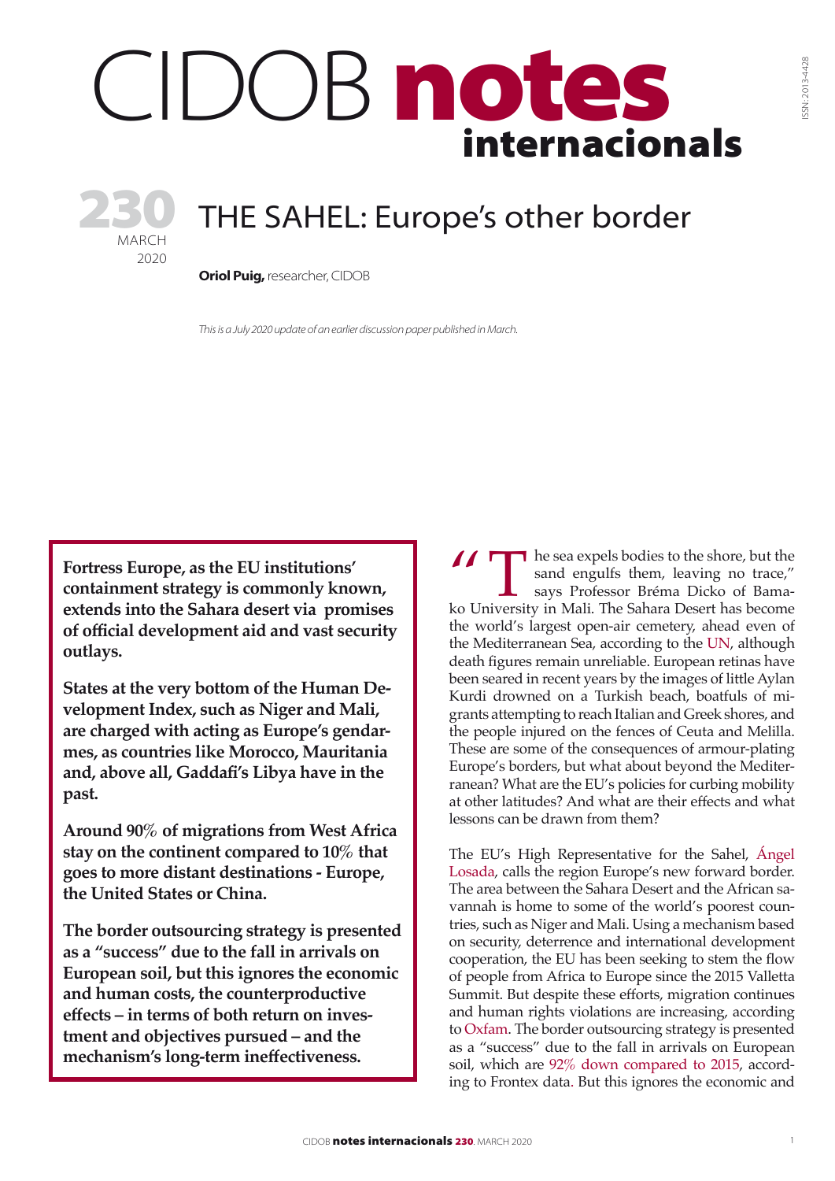# CIDOB notes internacionals

230 MARCH 2020

# THE SAHEL: Europe's other border

**Oriol Puig,** researcher, CIDOB

*This is a July 2020 update of an earlier discussion paper published in March.*

**Fortress Europe, as the EU institutions' containment strategy is commonly known, extends into the Sahara desert via promises of official development aid and vast security outlays.**

**States at the very bottom of the Human Development Index, such as Niger and Mali, are charged with acting as Europe's gendarmes, as countries like Morocco, Mauritania and, above all, Gaddafi's Libya have in the past.**

**Around 90% of migrations from West Africa stay on the continent compared to 10% that goes to more distant destinations - Europe, the United States or China.**

**The border outsourcing strategy is presented as a "success" due to the fall in arrivals on European soil, but this ignores the economic and human costs, the counterproductive effects – in terms of both return on investment and objectives pursued – and the mechanism's long-term ineffectiveness.**

"The sea expels bodies to the shore, but the sand engulfs them, leaving no trace," says Professor Bréma Dicko of Bamako University in Mali. The Sahara Desert has become the world's largest open-air cemetery, ahead even of the Mediterranean Sea, according to the UN, although death figures remain unreliable. European retinas have been seared in recent years by the images of little Aylan Kurdi drowned on a Turkish beach, boatfuls of migrants attempting to reach Italian and Greek shores, and the people injured on the fences of Ceuta and Melilla. These are some of the consequences of armour-plating Europe's borders, but what about beyond the Mediterranean? What are the EU's policies for curbing mobility at other latitudes? And what are their effects and what lessons can be drawn from them?

The EU's High Representative for the Sahel, Ángel Losada, calls the region Europe's new forward border. The area between the Sahara Desert and the African savannah is home to some of the world's poorest countries, such as Niger and Mali. Using a mechanism based on security, deterrence and international development cooperation, the EU has been seeking to stem the flow of people from Africa to Europe since the 2015 Valletta Summit. But despite these efforts, migration continues and human rights violations are increasing, according to Oxfam. The border outsourcing strategy is presented as a "success" due to the fall in arrivals on European soil, which are 92% down compared to 2015, according to Frontex data. But this ignores the economic and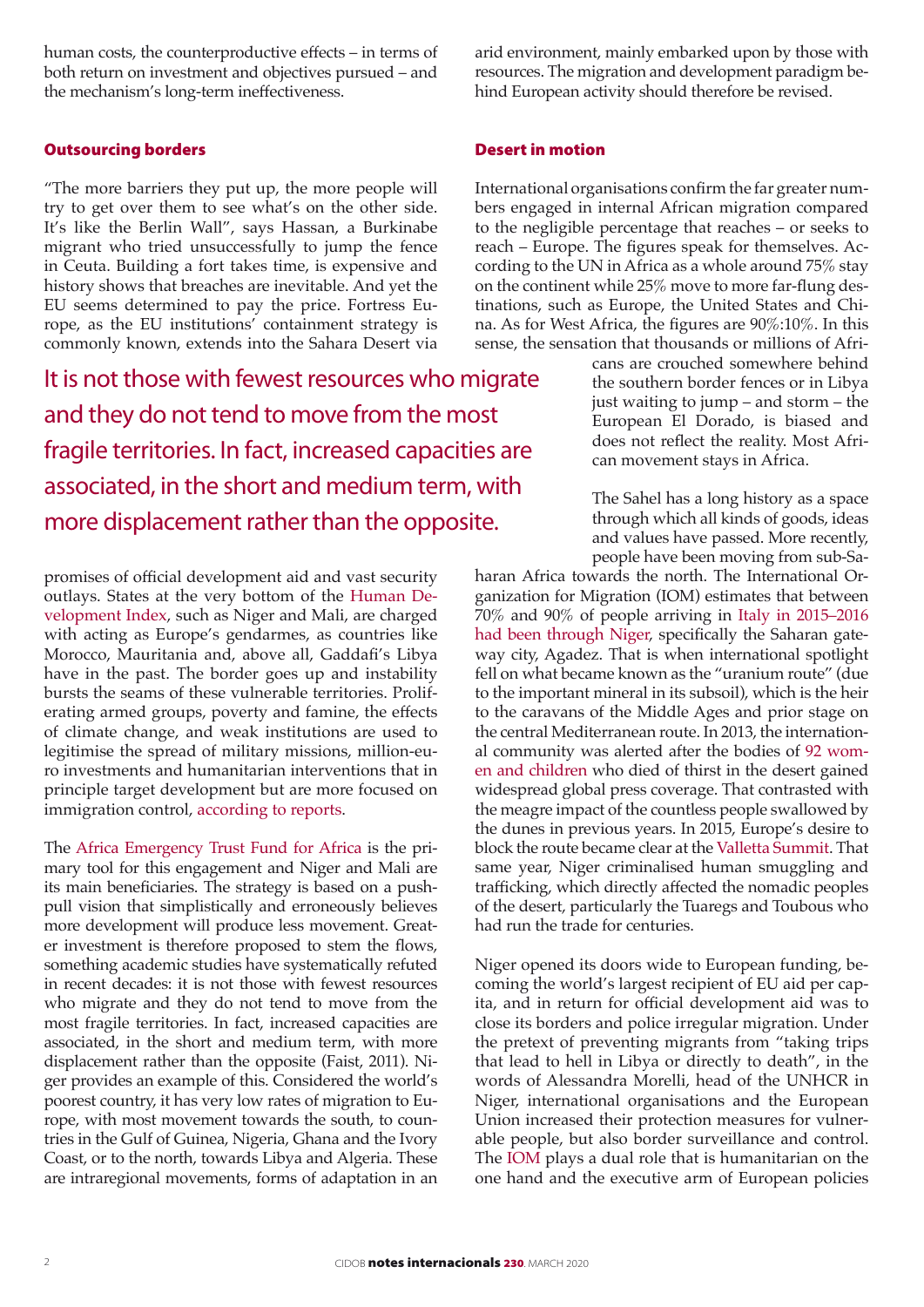human costs, the counterproductive effects – in terms of both return on investment and objectives pursued – and the mechanism's long-term ineffectiveness.

## Outsourcing borders

"The more barriers they put up, the more people will try to get over them to see what's on the other side. It's like the Berlin Wall", says Hassan, a Burkinabe migrant who tried unsuccessfully to jump the fence in Ceuta. Building a fort takes time, is expensive and history shows that breaches are inevitable. And yet the EU seems determined to pay the price. Fortress Europe, as the EU institutions' containment strategy is commonly known, extends into the Sahara Desert via promises of official development aid and vast security outlays. States at the very bottom of the Human Development Index, such as Niger and Mali, are charged with acting as Europe's gendarmes, as countries like Morocco, Mauritania and, above all, Gaddafi's Libya have in the past. The border goes up and instability bursts the seams of these vulnerable territories. Proliferating armed groups, poverty and famine, the effects of climate change, and weak institutions are used to legitimise the spread of military missions, million-euro investments and humanitarian interventions that in principle target development but are more focused on immigration control, according to reports.

> It is not those with fewest resources who migrate and they do not tend to move from the most fragile territories. In fact, increased capacities are associated, in the short and medium term, with more displacement rather than the opposite.

The Africa Emergency Trust Fund for Africa is the primary tool for this engagement and Niger and Mali are its main beneficiaries. The strategy is based on a push-pull vision that simplistically and erroneously believes more development will produce less movement. Greater investment is therefore proposed to stem the flows, something academic studies have systematically refuted in recent decades: it is not those with fewest resources who migrate and they do not tend to move from the most fragile territories. In fact, increased capacities are associated, in the short and medium term, with more displacement rather than the opposite (Faist, 2011). Niger provides an example of this. Considered the world's poorest country, it has very low rates of migration to Europe, with most movement towards the south, to countries in the Gulf of Guinea, Nigeria, Ghana and the Ivory Coast, or to the north, towards Libya and Algeria. These are intraregional movements, forms of adaptation in an arid environment, mainly embarked upon by those with resources. The migration and development paradigm behind European activity should therefore be revised.

## Desert in motion

International organisations confirm the far greater numbers engaged in internal African migration compared to the negligible percentage that reaches – or seeks to reach – Europe. The figures speak for themselves. According to the UN in Africa as a whole around 75% stay on the continent while 25% move to more far-flung destinations, such as Europe, the United States and China. As for West Africa, the figures are 90%:10%. In this sense, the sensation that thousands or millions of Africans are crouched somewhere behind the southern border fences or in Libya just waiting to jump – and storm – the European El Dorado, is biased and does not reflect the reality. Most African movement stays in Africa.

The Sahel has a long history as a space through which all kinds of goods, ideas and values have passed. More recently, people have been moving from sub-Saharan Africa towards the north. The International Organization for Migration (IOM) estimates that between 70% and 90% of people arriving in Italy in 2015–2016 had been through Niger, specifically the Saharan gateway city, Agadez. That is when international spotlight fell on what became known as the "uranium route" (due to the important mineral in its subsoil), which is the heir to the caravans of the Middle Ages and prior stage on the central Mediterranean route. In 2013, the international community was alerted after the bodies of 92 women and children who died of thirst in the desert gained widespread global press coverage. That contrasted with the meagre impact of the countless people swallowed by the dunes in previous years. In 2015, Europe's desire to block the route became clear at the Valletta Summit. That same year, Niger criminalised human smuggling and trafficking, which directly affected the nomadic peoples of the desert, particularly the Tuaregs and Toubous who had run the trade for centuries.

Niger opened its doors wide to European funding, becoming the world's largest recipient of EU aid per capita, and in return for official development aid was to close its borders and police irregular migration. Under the pretext of preventing migrants from "taking trips that lead to hell in Libya or directly to death", in the words of Alessandra Morelli, head of the UNHCR in Niger, international organisations and the European Union increased their protection measures for vulnerable people, but also border surveillance and control. The IOM plays a dual role that is humanitarian on the one hand and the executive arm of European policies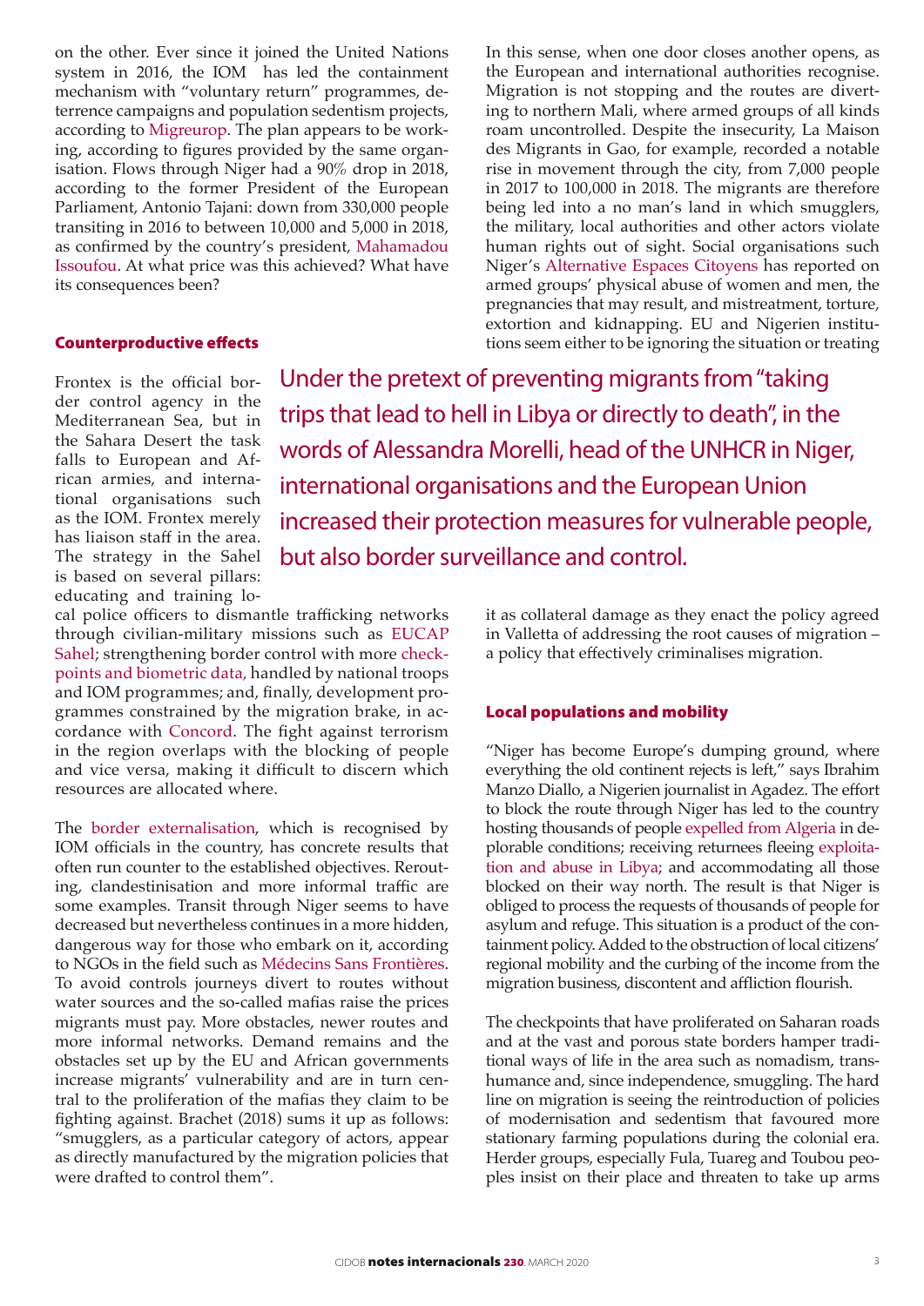on the other. Ever since it joined the United Nations system in 2016, the IOM has led the containment mechanism with "voluntary return" programmes, deterrence campaigns and population sedentism projects, according to Migreurop. The plan appears to be working, according to figures provided by the same organisation. Flows through Niger had a 90% drop in 2018, according to the former President of the European Parliament, Antonio Tajani: down from 330,000 people transiting in 2016 to between 10,000 and 5,000 in 2018, as confirmed by the country's president, Mahamadou Issoufou. At what price was this achieved? What have its consequences been?

## Counterproductive effects

Frontex is the official border control agency in the Mediterranean Sea, but in the Sahara Desert the task falls to European and African armies, and international organisations such as the IOM. Frontex merely has liaison staff in the area. The strategy in the Sahel is based on several pillars: educating and training local police officers to dismantle trafficking networks through civilian-military missions such as EUCAP Sahel; strengthening border control with more checkpoints and biometric data, handled by national troops and IOM programmes; and, finally, development programmes constrained by the migration brake, in accordance with Concord. The fight against terrorism in the region overlaps with the blocking of people and vice versa, making it difficult to discern which resources are allocated where.

The border externalisation, which is recognised by IOM officials in the country, has concrete results that often run counter to the established objectives. Rerouting, clandestinisation and more informal traffic are some examples. Transit through Niger seems to have decreased but nevertheless continues in a more hidden, dangerous way for those who embark on it, according to NGOs in the field such as Médecins Sans Frontières. To avoid controls journeys divert to routes without water sources and the so-called mafias raise the prices migrants must pay. More obstacles, newer routes and more informal networks. Demand remains and the obstacles set up by the EU and African governments increase migrants' vulnerability and are in turn central to the proliferation of the mafias they claim to be fighting against. Brachet (2018) sums it up as follows: "smugglers, as a particular category of actors, appear as directly manufactured by the migration policies that were drafted to control them".

In this sense, when one door closes another opens, as the European and international authorities recognise. Migration is not stopping and the routes are diverting to northern Mali, where armed groups of all kinds roam uncontrolled. Despite the insecurity, La Maison des Migrants in Gao, for example, recorded a notable rise in movement through the city, from 7,000 people in 2017 to 100,000 in 2018. The migrants are therefore being led into a no man's land in which smugglers, the military, local authorities and other actors violate human rights out of sight. Social organisations such Niger's Alternative Espaces Citoyens has reported on armed groups' physical abuse of women and men, the pregnancies that may result, and mistreatment, torture, extortion and kidnapping. EU and Nigerien institutions seem either to be ignoring the situation or treating it as collateral damage as they enact the policy agreed in Valletta of addressing the root causes of migration – a policy that effectively criminalises migration.

> Under the pretext of preventing migrants from "taking trips that lead to hell in Libya or directly to death", in the words of Alessandra Morelli, head of the UNHCR in Niger, international organisations and the European Union increased their protection measures for vulnerable people, but also border surveillance and control.

## Local populations and mobility

"Niger has become Europe's dumping ground, where everything the old continent rejects is left," says Ibrahim Manzo Diallo, a Nigerien journalist in Agadez. The effort to block the route through Niger has led to the country hosting thousands of people expelled from Algeria in deplorable conditions; receiving returnees fleeing exploitation and abuse in Libya; and accommodating all those blocked on their way north. The result is that Niger is obliged to process the requests of thousands of people for asylum and refuge. This situation is a product of the containment policy. Added to the obstruction of local citizens' regional mobility and the curbing of the income from the migration business, discontent and affliction flourish.

The checkpoints that have proliferated on Saharan roads and at the vast and porous state borders hamper traditional ways of life in the area such as nomadism, transhumance and, since independence, smuggling. The hard line on migration is seeing the reintroduction of policies of modernisation and sedentism that favoured more stationary farming populations during the colonial era. Herder groups, especially Fula, Tuareg and Toubou peoples insist on their place and threaten to take up arms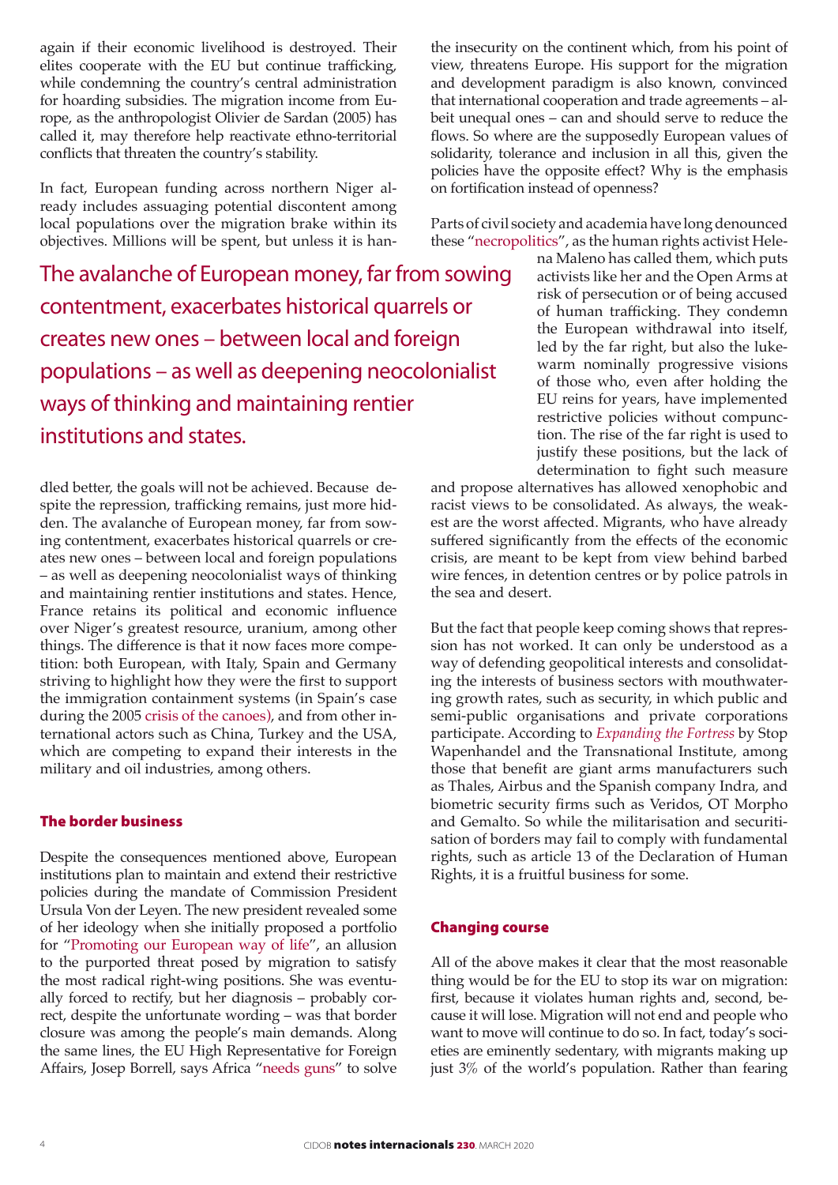again if their economic livelihood is destroyed. Their elites cooperate with the EU but continue trafficking, while condemning the country's central administration for hoarding subsidies. The migration income from Europe, as the anthropologist Olivier de Sardan (2005) has called it, may therefore help reactivate ethno-territorial conflicts that threaten the country's stability.

In fact, European funding across northern Niger already includes assuaging potential discontent among local populations over the migration brake within its objectives. Millions will be spent, but unless it is handled better, the goals will not be achieved. Because despite the repression, trafficking remains, just more hidden. The avalanche of European money, far from sowing contentment, exacerbates historical quarrels or creates new ones – between local and foreign populations – as well as deepening neocolonialist ways of thinking and maintaining rentier institutions and states. Hence, France retains its political and economic influence over Niger's greatest resource, uranium, among other things. The difference is that it now faces more competition: both European, with Italy, Spain and Germany striving to highlight how they were the first to support the immigration containment systems (in Spain's case during the 2005 crisis of the canoes), and from other international actors such as China, Turkey and the USA, which are competing to expand their interests in the military and oil industries, among others.

> The avalanche of European money, far from sowing contentment, exacerbates historical quarrels or creates new ones – between local and foreign populations – as well as deepening neocolonialist ways of thinking and maintaining rentier institutions and states.

## The border business

Despite the consequences mentioned above, European institutions plan to maintain and extend their restrictive policies during the mandate of Commission President Ursula Von der Leyen. The new president revealed some of her ideology when she initially proposed a portfolio for "Promoting our European way of life", an allusion to the purported threat posed by migration to satisfy the most radical right-wing positions. She was eventually forced to rectify, but her diagnosis – probably correct, despite the unfortunate wording – was that border closure was among the people's main demands. Along the same lines, the EU High Representative for Foreign Affairs, Josep Borrell, says Africa "needs guns" to solve the insecurity on the continent which, from his point of view, threatens Europe. His support for the migration and development paradigm is also known, convinced that international cooperation and trade agreements – albeit unequal ones – can and should serve to reduce the flows. So where are the supposedly European values of solidarity, tolerance and inclusion in all this, given the policies have the opposite effect? Why is the emphasis on fortification instead of openness?

Parts of civil society and academia have long denounced these "necropolitics", as the human rights activist Helena Maleno has called them, which puts activists like her and the Open Arms at risk of persecution or of being accused of human trafficking. They condemn the European withdrawal into itself, led by the far right, but also the lukewarm nominally progressive visions of those who, even after holding the EU reins for years, have implemented restrictive policies without compunction. The rise of the far right is used to justify these positions, but the lack of determination to fight such measure and propose alternatives has allowed xenophobic and racist views to be consolidated. As always, the weakest are the worst affected. Migrants, who have already suffered significantly from the effects of the economic crisis, are meant to be kept from view behind barbed wire fences, in detention centres or by police patrols in the sea and desert.

But the fact that people keep coming shows that repression has not worked. It can only be understood as a way of defending geopolitical interests and consolidating the interests of business sectors with mouthwatering growth rates, such as security, in which public and semi-public organisations and private corporations participate. According to *Expanding the Fortress* by Stop Wapenhandel and the Transnational Institute, among those that benefit are giant arms manufacturers such as Thales, Airbus and the Spanish company Indra, and biometric security firms such as Veridos, OT Morpho and Gemalto. So while the militarisation and securitisation of borders may fail to comply with fundamental rights, such as article 13 of the Declaration of Human Rights, it is a fruitful business for some.

## Changing course

All of the above makes it clear that the most reasonable thing would be for the EU to stop its war on migration: first, because it violates human rights and, second, because it will lose. Migration will not end and people who want to move will continue to do so. In fact, today's societies are eminently sedentary, with migrants making up just 3% of the world's population. Rather than fearing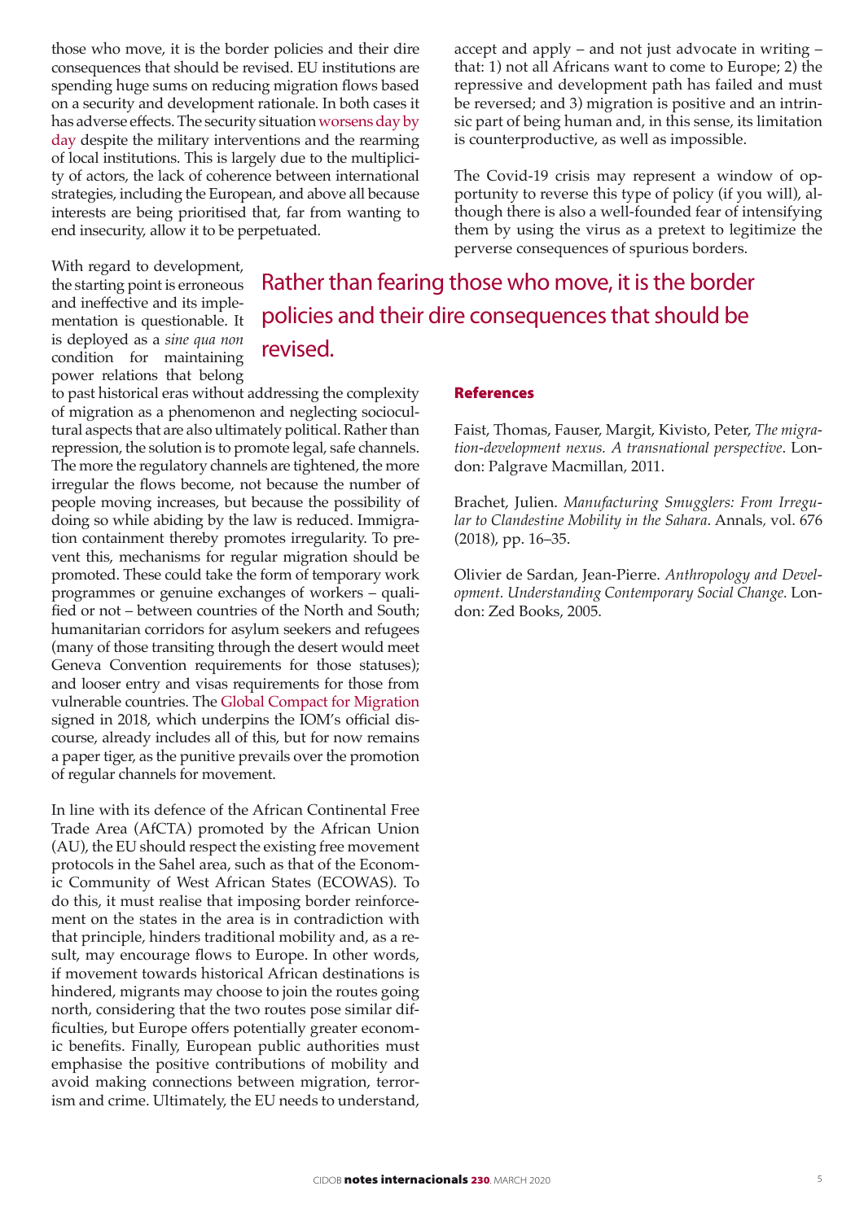those who move, it is the border policies and their dire consequences that should be revised. EU institutions are spending huge sums on reducing migration flows based on a security and development rationale. In both cases it has adverse effects. The security situation worsens day by day despite the military interventions and the rearming of local institutions. This is largely due to the multiplicity of actors, the lack of coherence between international strategies, including the European, and above all because interests are being prioritised that, far from wanting to end insecurity, allow it to be perpetuated.

With regard to development, the starting point is erroneous and ineffective and its implementation is questionable. It is deployed as a *sine qua non* condition for maintaining power relations that belong to past historical eras without addressing the complexity of migration as a phenomenon and neglecting sociocultural aspects that are also ultimately political. Rather than repression, the solution is to promote legal, safe channels. The more the regulatory channels are tightened, the more irregular the flows become, not because the number of people moving increases, but because the possibility of doing so while abiding by the law is reduced. Immigration containment thereby promotes irregularity. To prevent this, mechanisms for regular migration should be promoted. These could take the form of temporary work programmes or genuine exchanges of workers – qualified or not – between countries of the North and South; humanitarian corridors for asylum seekers and refugees (many of those transiting through the desert would meet Geneva Convention requirements for those statuses); and looser entry and visas requirements for those from vulnerable countries. The Global Compact for Migration signed in 2018, which underpins the IOM's official discourse, already includes all of this, but for now remains a paper tiger, as the punitive prevails over the promotion of regular channels for movement.

In line with its defence of the African Continental Free Trade Area (AfCTA) promoted by the African Union (AU), the EU should respect the existing free movement protocols in the Sahel area, such as that of the Economic Community of West African States (ECOWAS). To do this, it must realise that imposing border reinforcement on the states in the area is in contradiction with that principle, hinders traditional mobility and, as a result, may encourage flows to Europe. In other words, if movement towards historical African destinations is hindered, migrants may choose to join the routes going north, considering that the two routes pose similar difficulties, but Europe offers potentially greater economic benefits. Finally, European public authorities must emphasise the positive contributions of mobility and avoid making connections between migration, terrorism and crime. Ultimately, the EU needs to understand, accept and apply – and not just advocate in writing – that: 1) not all Africans want to come to Europe; 2) the repressive and development path has failed and must be reversed; and 3) migration is positive and an intrinsic part of being human and, in this sense, its limitation is counterproductive, as well as impossible.

The Covid-19 crisis may represent a window of opportunity to reverse this type of policy (if you will), although there is also a well-founded fear of intensifying them by using the virus as a pretext to legitimize the perverse consequences of spurious borders.

> Rather than fearing those who move, it is the border policies and their dire consequences that should be revised.

## References

Faist, Thomas, Fauser, Margit, Kivisto, Peter, *The migration-development nexus. A transnational perspective*. London: Palgrave Macmillan, 2011.

Brachet, Julien. *Manufacturing Smugglers: From Irregular to Clandestine Mobility in the Sahara*. Annals, vol. 676 (2018), pp. 16–35.

Olivier de Sardan, Jean-Pierre. *Anthropology and Development. Understanding Contemporary Social Change.* London: Zed Books, 2005.